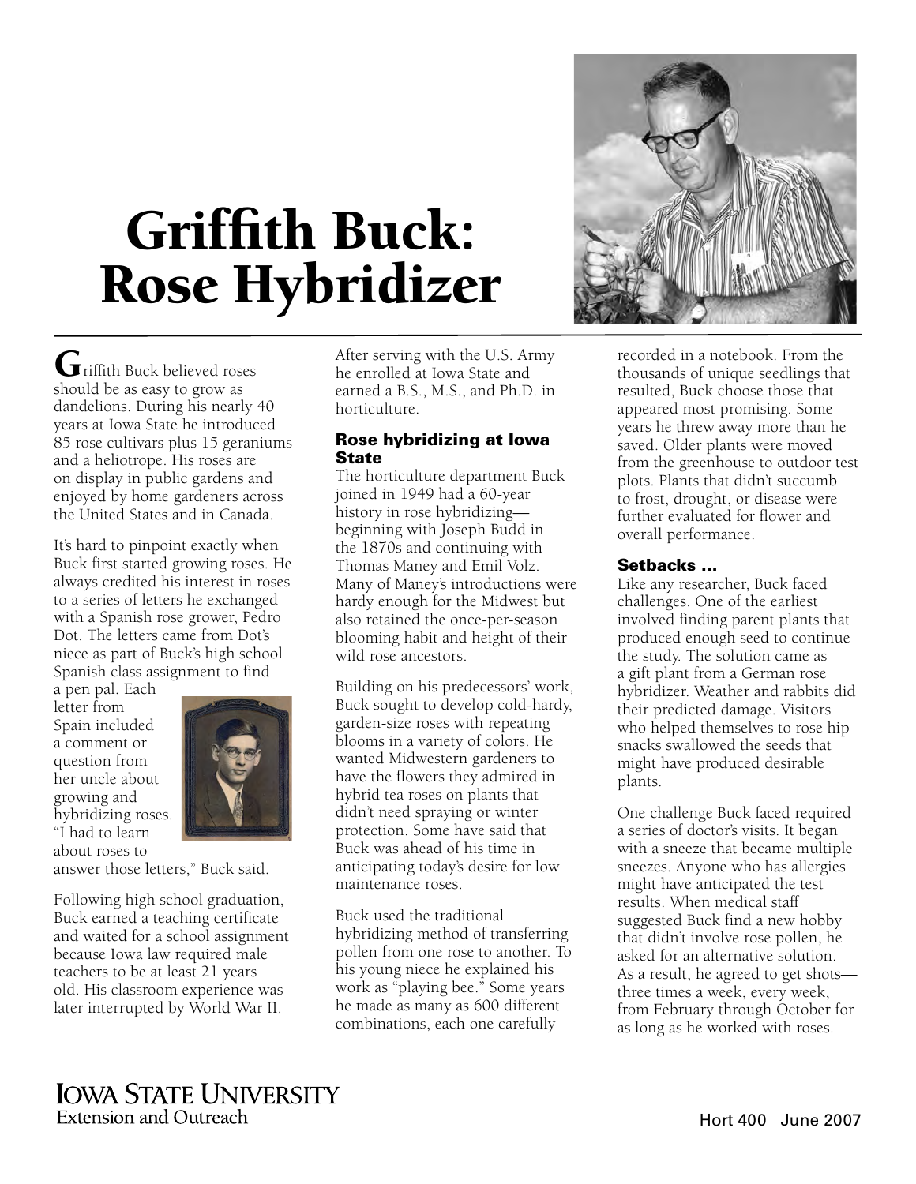# Griffith Buck: Rose Hybridizer

Griffith Buck believed roses should be as easy to grow as dandelions. During his nearly 40 years at Iowa State he introduced 85 rose cultivars plus 15 geraniums and a heliotrope. His roses are on display in public gardens and enjoyed by home gardeners across the United States and in Canada.

It's hard to pinpoint exactly when Buck first started growing roses. He always credited his interest in roses to a series of letters he exchanged with a Spanish rose grower, Pedro Dot. The letters came from Dot's niece as part of Buck's high school Spanish class assignment to find a pen pal. Each letter from Spain included a comment or question from her uncle about growing and hybridizing roses. "I had to learn about roses to answer those letters," Buck said.

Following high school graduation, Buck earned a teaching certificate and waited for a school assignment because Iowa law required male teachers to be at least 21 years old. His classroom experience was later interrupted by World War II.

After serving with the U.S. Army he enrolled at Iowa State and earned a B.S., M.S., and Ph.D. in horticulture.

## Rose hybridizing at Iowa State

The horticulture department Buck joined in 1949 had a 60-year history in rose hybridizing—beginning with Joseph Budd in the 1870s and continuing with Thomas Maney and Emil Volz. Many of Maney's introductions were hardy enough for the Midwest but also retained the once-per-season blooming habit and height of their wild rose ancestors.

Building on his predecessors' work, Buck sought to develop cold-hardy, garden-size roses with repeating blooms in a variety of colors. He wanted Midwestern gardeners to have the flowers they admired in hybrid tea roses on plants that didn't need spraying or winter protection. Some have said that Buck was ahead of his time in anticipating today's desire for low maintenance roses.

Buck used the traditional hybridizing method of transferring pollen from one rose to another. To his young niece he explained his work as "playing bee." Some years he made as many as 600 different combinations, each one carefully recorded in a notebook. From the thousands of unique seedlings that resulted, Buck choose those that appeared most promising. Some years he threw away more than he saved. Older plants were moved from the greenhouse to outdoor test plots. Plants that didn't succumb to frost, drought, or disease were further evaluated for flower and overall performance.

## Setbacks ...

Like any researcher, Buck faced challenges. One of the earliest involved finding parent plants that produced enough seed to continue the study. The solution came as a gift plant from a German rose hybridizer. Weather and rabbits did their predicted damage. Visitors who helped themselves to rose hip snacks swallowed the seeds that might have produced desirable plants.

One challenge Buck faced required a series of doctor's visits. It began with a sneeze that became multiple sneezes. Anyone who has allergies might have anticipated the test results. When medical staff suggested Buck find a new hobby that didn't involve rose pollen, he asked for an alternative solution. As a result, he agreed to get shots—three times a week, every week, from February through October for as long as he worked with roses.

Iowa State University Extension and Outreach

Hort 400 June 2007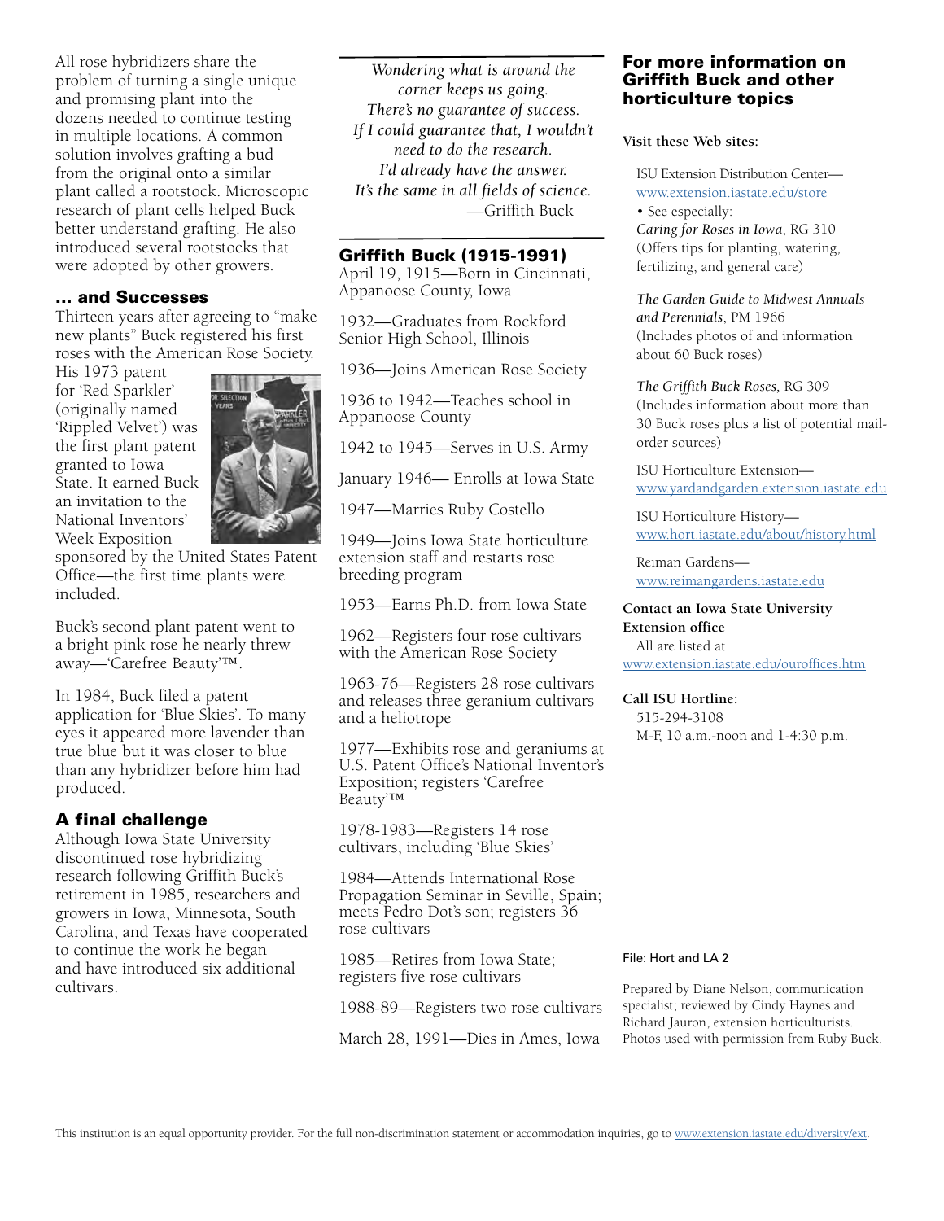All rose hybridizers share the problem of turning a single unique and promising plant into the dozens needed to continue testing in multiple locations. A common solution involves grafting a bud from the original onto a similar plant called a rootstock. Microscopic research of plant cells helped Buck better understand grafting. He also introduced several rootstocks that were adopted by other growers.

## ... and Successes

Thirteen years after agreeing to "make new plants" Buck registered his first roses with the American Rose Society. His 1973 patent for 'Red Sparkler' (originally named 'Rippled Velvet') was the first plant patent granted to Iowa State. It earned Buck an invitation to the National Inventors' Week Exposition sponsored by the United States Patent Office—the first time plants were included.

Buck's second plant patent went to a bright pink rose he nearly threw away—'Carefree Beauty'™.

In 1984, Buck filed a patent application for 'Blue Skies'. To many eyes it appeared more lavender than true blue but it was closer to blue than any hybridizer before him had produced.

## A final challenge

Although Iowa State University discontinued rose hybridizing research following Griffith Buck's retirement in 1985, researchers and growers in Iowa, Minnesota, South Carolina, and Texas have cooperated to continue the work he began and have introduced six additional cultivars.

*Wondering what is around the corner keeps us going.*
*There's no guarantee of success.*
*If I could guarantee that, I wouldn't need to do the research.*
*I'd already have the answer.*
*It's the same in all fields of science.*
—Griffith Buck

## Griffith Buck (1915-1991)

April 19, 1915—Born in Cincinnati, Appanoose County, Iowa

1932—Graduates from Rockford Senior High School, Illinois

1936—Joins American Rose Society

1936 to 1942—Teaches school in Appanoose County

1942 to 1945—Serves in U.S. Army

January 1946— Enrolls at Iowa State

1947—Marries Ruby Costello

1949—Joins Iowa State horticulture extension staff and restarts rose breeding program

1953—Earns Ph.D. from Iowa State

1962—Registers four rose cultivars with the American Rose Society

1963-76—Registers 28 rose cultivars and releases three geranium cultivars and a heliotrope

1977—Exhibits rose and geraniums at U.S. Patent Office's National Inventor's Exposition; registers 'Carefree Beauty'™

1978-1983—Registers 14 rose cultivars, including 'Blue Skies'

1984—Attends International Rose Propagation Seminar in Seville, Spain; meets Pedro Dot's son; registers 36 rose cultivars

1985—Retires from Iowa State; registers five rose cultivars

1988-89—Registers two rose cultivars

March 28, 1991—Dies in Ames, Iowa

## For more information on Griffith Buck and other horticulture topics

**Visit these Web sites:**

ISU Extension Distribution Center—
www.extension.iastate.edu/store
• See especially:
*Caring for Roses in Iowa*, RG 310
(Offers tips for planting, watering, fertilizing, and general care)

*The Garden Guide to Midwest Annuals and Perennials*, PM 1966
(Includes photos of and information about 60 Buck roses)

*The Griffith Buck Roses,* RG 309
(Includes information about more than 30 Buck roses plus a list of potential mail-order sources)

ISU Horticulture Extension—
www.yardandgarden.extension.iastate.edu

ISU Horticulture History—
www.hort.iastate.edu/about/history.html

Reiman Gardens—
www.reimangardens.iastate.edu

**Contact an Iowa State University Extension office**
All are listed at
www.extension.iastate.edu/ouroffices.htm

**Call ISU Hortline:**
515-294-3108
M-F, 10 a.m.-noon and 1-4:30 p.m.

File: Hort and LA 2

Prepared by Diane Nelson, communication specialist; reviewed by Cindy Haynes and Richard Jauron, extension horticulturists. Photos used with permission from Ruby Buck.

This institution is an equal opportunity provider. For the full non-discrimination statement or accommodation inquiries, go to www.extension.iastate.edu/diversity/ext.